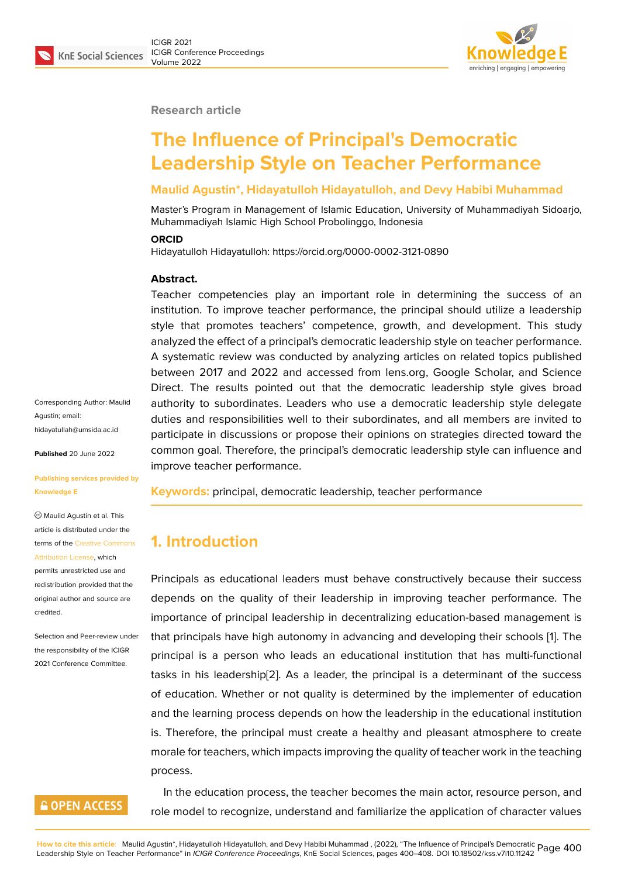Research article

# The Influence of Principal's Democratic Leadership Style on Teacher Performance

**Maulid Agustin\*, Hidayatulloh Hidayatulloh, and Devy Habibi Muhammad**

Master's Program in Management of Islamic Education, University of Muhammadiyah Sidoarjo, Muhammadiyah Islamic High School Probolinggo, Indonesia

**ORCID**

Hidayatulloh Hidayatulloh: https://orcid.org/0000-0002-3121-0890

**Abstract.**

Teacher competencies play an important role in determining the success of an institution. To improve teacher performance, the principal should utilize a leadership style that promotes teachers' competence, growth, and development. This study analyzed the effect of a principal's democratic leadership style on teacher performance. A systematic review was conducted by analyzing articles on related topics published between 2017 and 2022 and accessed from lens.org, Google Scholar, and Science Direct. The results pointed out that the democratic leadership style gives broad authority to subordinates. Leaders who use a democratic leadership style delegate duties and responsibilities well to their subordinates, and all members are invited to participate in discussions or propose their opinions on strategies directed toward the common goal. Therefore, the principal's democratic leadership style can influence and improve teacher performance.

**Keywords:** principal, democratic leadership, teacher performance

Corresponding Author: Maulid Agustin; email: hidayatullah@umsida.ac.id

**Published** 20 June 2022

**Publishing services provided by Knowledge E**

© Maulid Agustin et al. This article is distributed under the terms of the Creative Commons Attribution License, which permits unrestricted use and redistribution provided that the original author and source are credited.

Selection and Peer-review under the responsibility of the ICIGR 2021 Conference Committee.

## 1. Introduction

Principals as educational leaders must behave constructively because their success depends on the quality of their leadership in improving teacher performance. The importance of principal leadership in decentralizing education-based management is that principals have high autonomy in advancing and developing their schools [1]. The principal is a person who leads an educational institution that has multi-functional tasks in his leadership[2]. As a leader, the principal is a determinant of the success of education. Whether or not quality is determined by the implementer of education and the learning process depends on how the leadership in the educational institution is. Therefore, the principal must create a healthy and pleasant atmosphere to create morale for teachers, which impacts improving the quality of teacher work in the teaching process.

In the education process, the teacher becomes the main actor, resource person, and role model to recognize, understand and familiarize the application of character values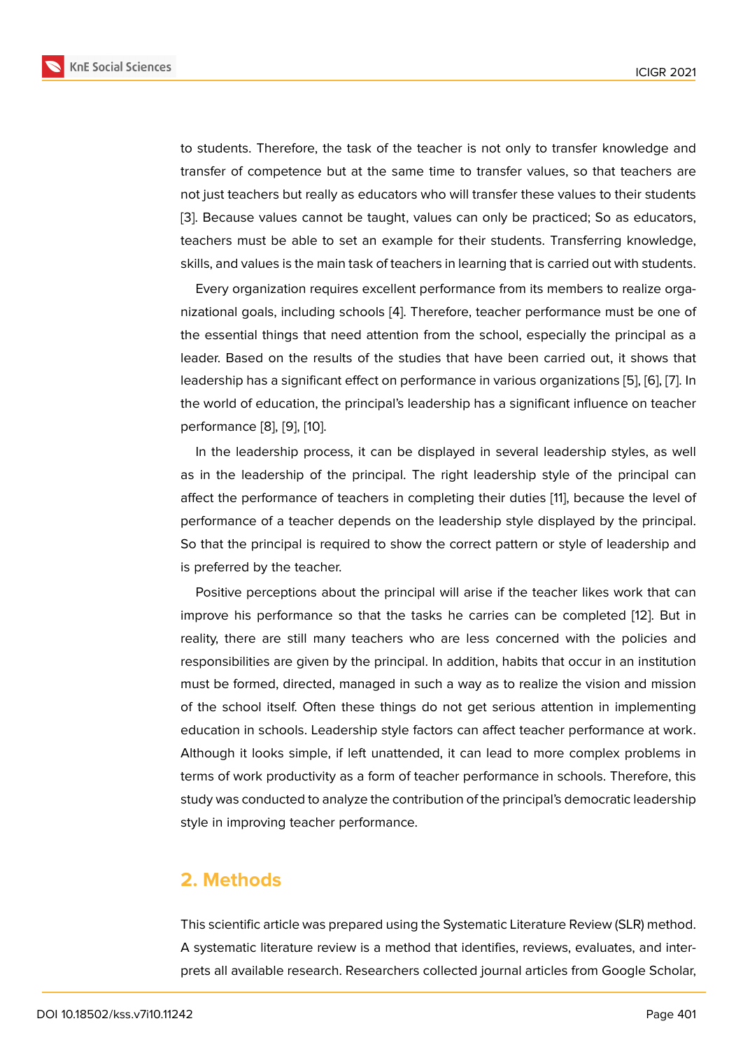to students. Therefore, the task of the teacher is not only to transfer knowledge and transfer of competence but at the same time to transfer values, so that teachers are not just teachers but really as educators who will transfer these values to their students [3]. Because values cannot be taught, values can only be practiced; So as educators, teachers must be able to set an example for their students. Transferring knowledge, skills, and values is the main task of teachers in learning that is carried out with students.

Every organization requires excellent performance from its members to realize organizational goals, including schools [4]. Therefore, teacher performance must be one of the essential things that need attention from the school, especially the principal as a leader. Based on the results of the studies that have been carried out, it shows that leadership has a significant effect on performance in various organizations [5], [6], [7]. In the world of education, the principal's leadership has a significant influence on teacher performance [8], [9], [10].

In the leadership process, it can be displayed in several leadership styles, as well as in the leadership of the principal. The right leadership style of the principal can affect the performance of teachers in completing their duties [11], because the level of performance of a teacher depends on the leadership style displayed by the principal. So that the principal is required to show the correct pattern or style of leadership and is preferred by the teacher.

Positive perceptions about the principal will arise if the teacher likes work that can improve his performance so that the tasks he carries can be completed [12]. But in reality, there are still many teachers who are less concerned with the policies and responsibilities are given by the principal. In addition, habits that occur in an institution must be formed, directed, managed in such a way as to realize the vision and mission of the school itself. Often these things do not get serious attention in implementing education in schools. Leadership style factors can affect teacher performance at work. Although it looks simple, if left unattended, it can lead to more complex problems in terms of work productivity as a form of teacher performance in schools. Therefore, this study was conducted to analyze the contribution of the principal's democratic leadership style in improving teacher performance.

## 2. Methods

This scientific article was prepared using the Systematic Literature Review (SLR) method. A systematic literature review is a method that identifies, reviews, evaluates, and interprets all available research. Researchers collected journal articles from Google Scholar,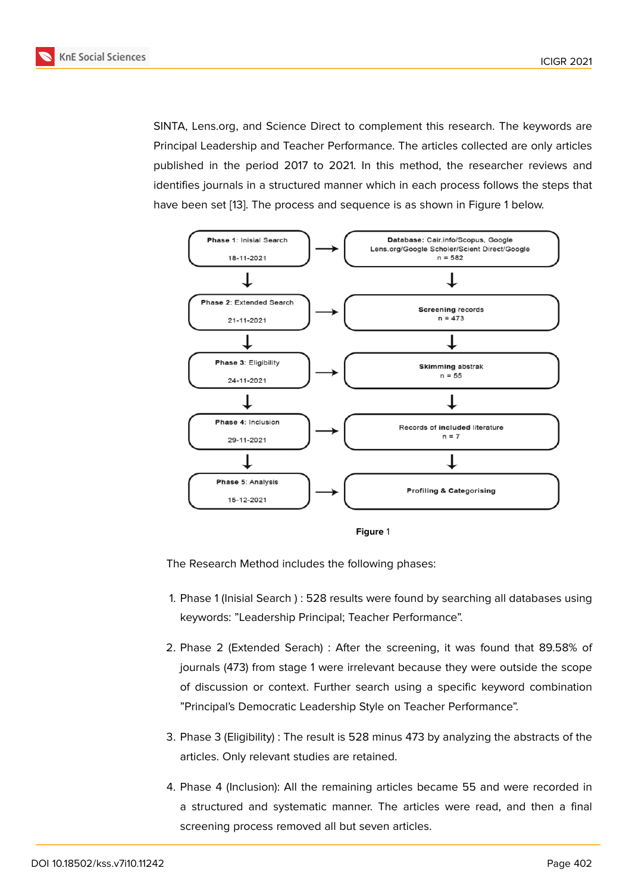SINTA, Lens.org, and Science Direct to complement this research. The keywords are Principal Leadership and Teacher Performance. The articles collected are only articles published in the period 2017 to 2021. In this method, the researcher reviews and identifies journals in a structured manner which in each process follows the steps that have been set [13]. The process and sequence is as shown in Figure 1 below.

| Phase | Result |
|---|---|
| **Phase 1**: Inisial Search<br>18-11-2021 | **Database**: Cair.info/Scopus, Google Lens.org/Google Scholer/Scient Direct/Google<br>n = 582 |
| **Phase 2**: Extended Search<br>21-11-2021 | **Screening** records<br>n = 473 |
| **Phase 3**: Eligibility<br>24-11-2021 | **Skimming** abstrak<br>n = 55 |
| **Phase 4**: Inclusion<br>29-11-2021 | Records of **included** literature<br>n = 7 |
| **Phase 5**: Analysis<br>15-12-2021 | **Profiling & Categorising** |

**Figure** 1

The Research Method includes the following phases:

1. Phase 1 (Inisial Search ) : 528 results were found by searching all databases using keywords: "Leadership Principal; Teacher Performance".
2. Phase 2 (Extended Serach) : After the screening, it was found that 89.58% of journals (473) from stage 1 were irrelevant because they were outside the scope of discussion or context. Further search using a specific keyword combination "Principal's Democratic Leadership Style on Teacher Performance".
3. Phase 3 (Eligibility) : The result is 528 minus 473 by analyzing the abstracts of the articles. Only relevant studies are retained.
4. Phase 4 (Inclusion): All the remaining articles became 55 and were recorded in a structured and systematic manner. The articles were read, and then a final screening process removed all but seven articles.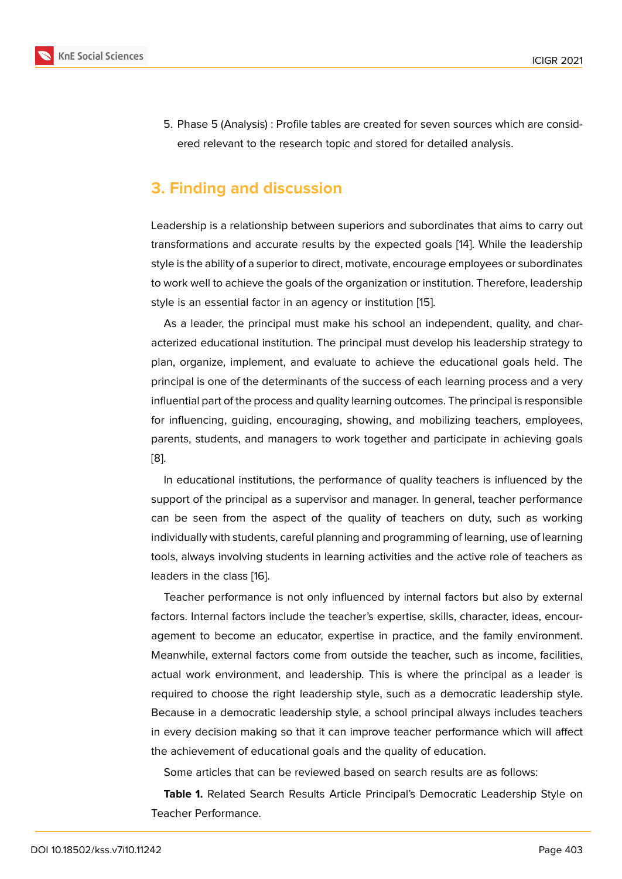5. Phase 5 (Analysis) : Profile tables are created for seven sources which are considered relevant to the research topic and stored for detailed analysis.

## 3. Finding and discussion

Leadership is a relationship between superiors and subordinates that aims to carry out transformations and accurate results by the expected goals [14]. While the leadership style is the ability of a superior to direct, motivate, encourage employees or subordinates to work well to achieve the goals of the organization or institution. Therefore, leadership style is an essential factor in an agency or institution [15].

As a leader, the principal must make his school an independent, quality, and characterized educational institution. The principal must develop his leadership strategy to plan, organize, implement, and evaluate to achieve the educational goals held. The principal is one of the determinants of the success of each learning process and a very influential part of the process and quality learning outcomes. The principal is responsible for influencing, guiding, encouraging, showing, and mobilizing teachers, employees, parents, students, and managers to work together and participate in achieving goals [8].

In educational institutions, the performance of quality teachers is influenced by the support of the principal as a supervisor and manager. In general, teacher performance can be seen from the aspect of the quality of teachers on duty, such as working individually with students, careful planning and programming of learning, use of learning tools, always involving students in learning activities and the active role of teachers as leaders in the class [16].

Teacher performance is not only influenced by internal factors but also by external factors. Internal factors include the teacher's expertise, skills, character, ideas, encouragement to become an educator, expertise in practice, and the family environment. Meanwhile, external factors come from outside the teacher, such as income, facilities, actual work environment, and leadership. This is where the principal as a leader is required to choose the right leadership style, such as a democratic leadership style. Because in a democratic leadership style, a school principal always includes teachers in every decision making so that it can improve teacher performance which will affect the achievement of educational goals and the quality of education.

Some articles that can be reviewed based on search results are as follows:

**Table 1.** Related Search Results Article Principal's Democratic Leadership Style on Teacher Performance.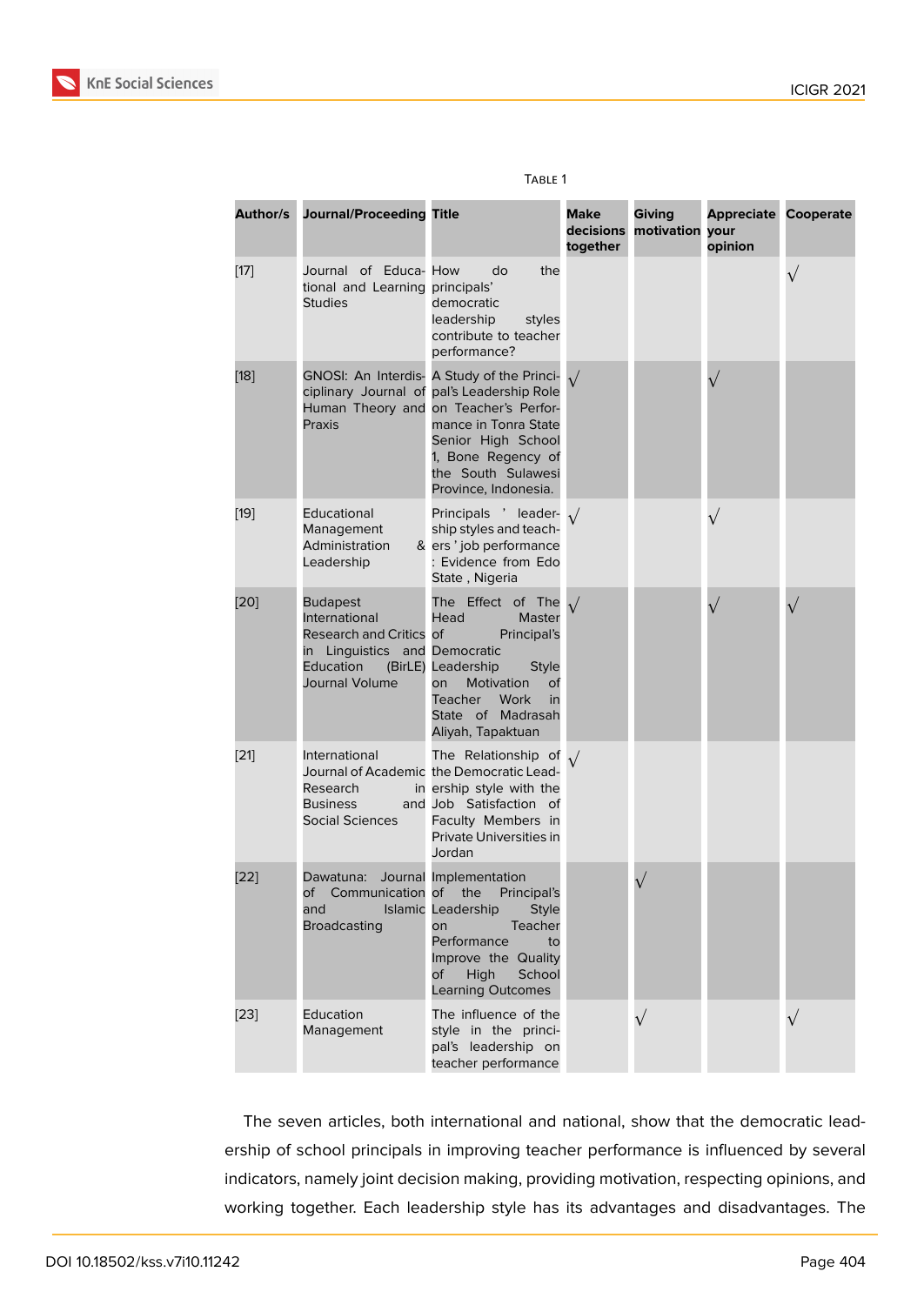Table 1

| Author/s | Journal/Proceeding | Title | Make decisions together | Giving motivation | Appreciate your opinion | Cooperate |
|---|---|---|---|---|---|---|
| [17] | Journal of Educational and Learning Studies | How do the principals' democratic leadership styles contribute to teacher performance? | | | | √ |
| [18] | GNOSI: An Interdisciplinary Journal of Human Theory and Praxis | A Study of the Principal's Leadership Role on Teacher's Performance in Tonra State Senior High School 1, Bone Regency of the South Sulawesi Province, Indonesia. | √ | | √ | |
| [19] | Educational Management Administration & Leadership | Principals ' leadership styles and teachers ' job performance : Evidence from Edo State , Nigeria | √ | | √ | |
| [20] | Budapest International Research and Critics in Linguistics and Education (BirLE) Journal Volume | The Effect of The Head Master of Principal's Democratic Leadership Style on Motivation of Teacher Work in State of Madrasah Aliyah, Tapaktuan | √ | | √ | √ |
| [21] | International Journal of Academic Research in Business and Social Sciences | The Relationship of the Democratic Leadership style with the Job Satisfaction of Faculty Members in Private Universities in Jordan | √ | | | |
| [22] | Dawatuna: Journal of Communication and Islamic Broadcasting | Implementation of the Principal's Leadership Style on Teacher Performance to Improve the Quality of High School Learning Outcomes | | √ | | |
| [23] | Education Management | The influence of the style in the principal's leadership on teacher performance | | √ | | √ |

The seven articles, both international and national, show that the democratic leadership of school principals in improving teacher performance is influenced by several indicators, namely joint decision making, providing motivation, respecting opinions, and working together. Each leadership style has its advantages and disadvantages. The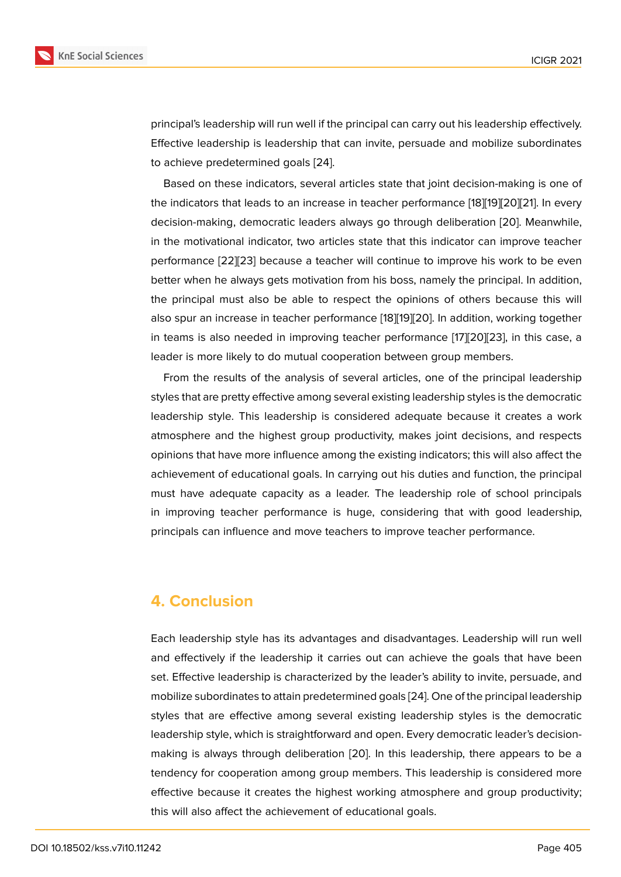principal's leadership will run well if the principal can carry out his leadership effectively. Effective leadership is leadership that can invite, persuade and mobilize subordinates to achieve predetermined goals [24].

Based on these indicators, several articles state that joint decision-making is one of the indicators that leads to an increase in teacher performance [18][19][20][21]. In every decision-making, democratic leaders always go through deliberation [20]. Meanwhile, in the motivational indicator, two articles state that this indicator can improve teacher performance [22][23] because a teacher will continue to improve his work to be even better when he always gets motivation from his boss, namely the principal. In addition, the principal must also be able to respect the opinions of others because this will also spur an increase in teacher performance [18][19][20]. In addition, working together in teams is also needed in improving teacher performance [17][20][23], in this case, a leader is more likely to do mutual cooperation between group members.

From the results of the analysis of several articles, one of the principal leadership styles that are pretty effective among several existing leadership styles is the democratic leadership style. This leadership is considered adequate because it creates a work atmosphere and the highest group productivity, makes joint decisions, and respects opinions that have more influence among the existing indicators; this will also affect the achievement of educational goals. In carrying out his duties and function, the principal must have adequate capacity as a leader. The leadership role of school principals in improving teacher performance is huge, considering that with good leadership, principals can influence and move teachers to improve teacher performance.

## 4. Conclusion

Each leadership style has its advantages and disadvantages. Leadership will run well and effectively if the leadership it carries out can achieve the goals that have been set. Effective leadership is characterized by the leader's ability to invite, persuade, and mobilize subordinates to attain predetermined goals [24]. One of the principal leadership styles that are effective among several existing leadership styles is the democratic leadership style, which is straightforward and open. Every democratic leader's decision-making is always through deliberation [20]. In this leadership, there appears to be a tendency for cooperation among group members. This leadership is considered more effective because it creates the highest working atmosphere and group productivity; this will also affect the achievement of educational goals.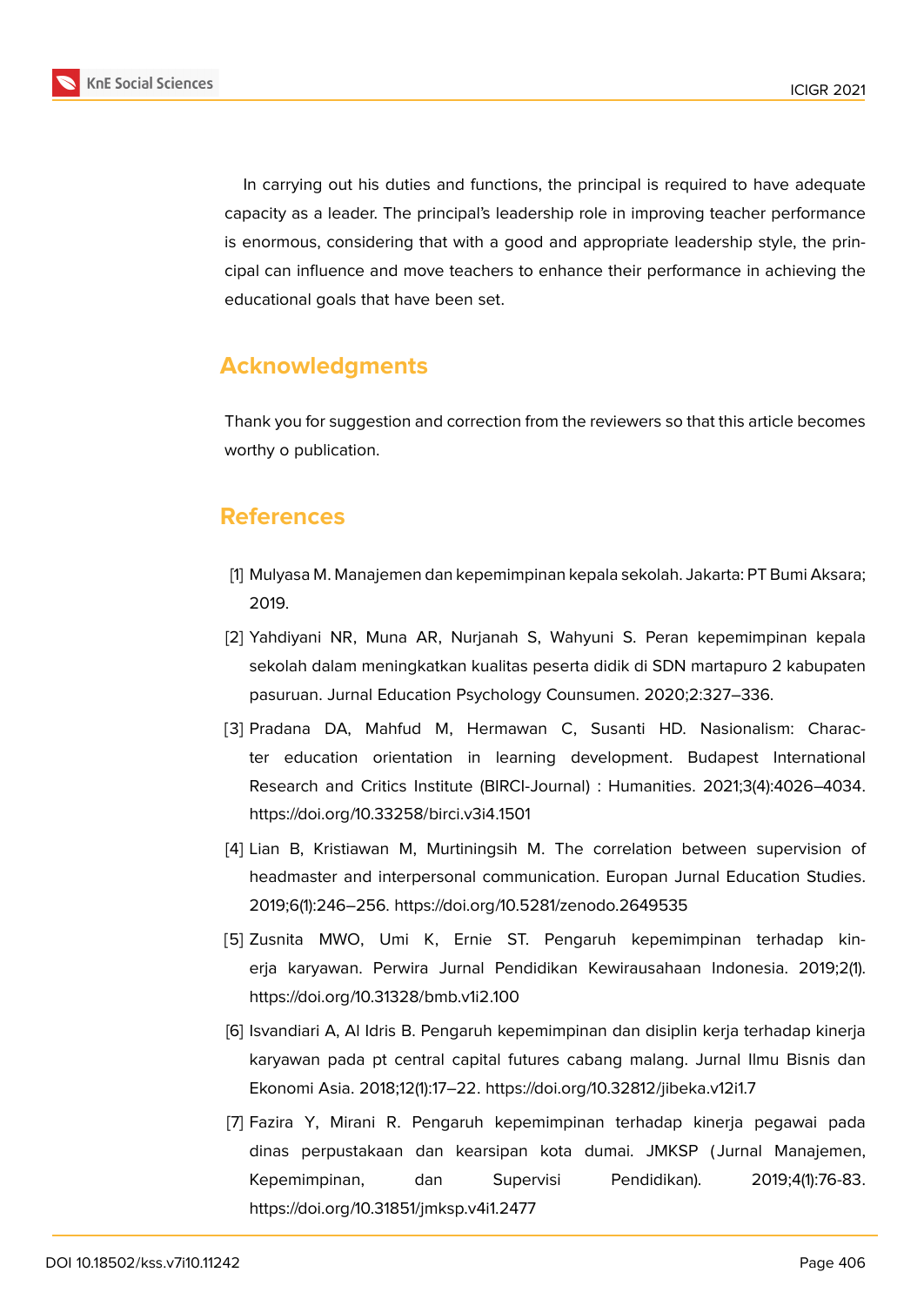In carrying out his duties and functions, the principal is required to have adequate capacity as a leader. The principal's leadership role in improving teacher performance is enormous, considering that with a good and appropriate leadership style, the principal can influence and move teachers to enhance their performance in achieving the educational goals that have been set.

## Acknowledgments

Thank you for suggestion and correction from the reviewers so that this article becomes worthy o publication.

## References

[1] Mulyasa M. Manajemen dan kepemimpinan kepala sekolah. Jakarta: PT Bumi Aksara; 2019.

[2] Yahdiyani NR, Muna AR, Nurjanah S, Wahyuni S. Peran kepemimpinan kepala sekolah dalam meningkatkan kualitas peserta didik di SDN martapuro 2 kabupaten pasuruan. Jurnal Education Psychology Counsumen. 2020;2:327–336.

[3] Pradana DA, Mahfud M, Hermawan C, Susanti HD. Nasionalism: Character education orientation in learning development. Budapest International Research and Critics Institute (BIRCI-Journal) : Humanities. 2021;3(4):4026–4034. https://doi.org/10.33258/birci.v3i4.1501

[4] Lian B, Kristiawan M, Murtiningsih M. The correlation between supervision of headmaster and interpersonal communication. Europan Jurnal Education Studies. 2019;6(1):246–256. https://doi.org/10.5281/zenodo.2649535

[5] Zusnita MWO, Umi K, Ernie ST. Pengaruh kepemimpinan terhadap kinerja karyawan. Perwira Jurnal Pendidikan Kewirausahaan Indonesia. 2019;2(1). https://doi.org/10.31328/bmb.v1i2.100

[6] Isvandiari A, Al Idris B. Pengaruh kepemimpinan dan disiplin kerja terhadap kinerja karyawan pada pt central capital futures cabang malang. Jurnal Ilmu Bisnis dan Ekonomi Asia. 2018;12(1):17–22. https://doi.org/10.32812/jibeka.v12i1.7

[7] Fazira Y, Mirani R. Pengaruh kepemimpinan terhadap kinerja pegawai pada dinas perpustakaan dan kearsipan kota dumai. JMKSP (Jurnal Manajemen, Kepemimpinan, dan Supervisi Pendidikan). 2019;4(1):76-83. https://doi.org/10.31851/jmksp.v4i1.2477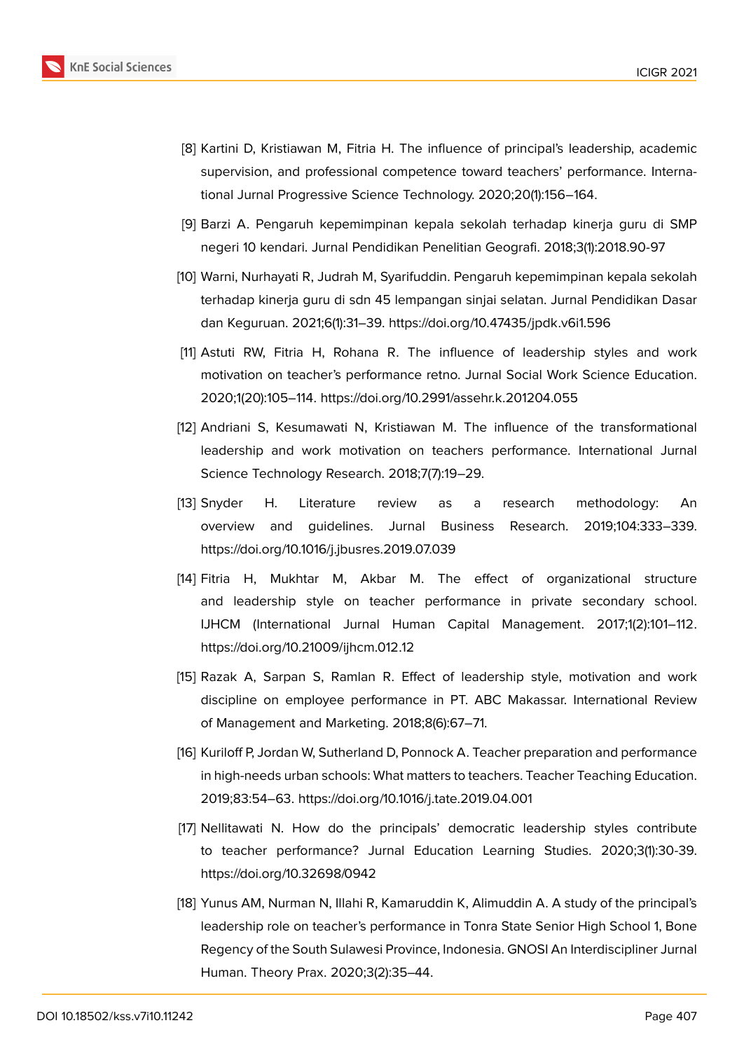[8] Kartini D, Kristiawan M, Fitria H. The influence of principal's leadership, academic supervision, and professional competence toward teachers' performance. International Jurnal Progressive Science Technology. 2020;20(1):156–164.

[9] Barzi A. Pengaruh kepemimpinan kepala sekolah terhadap kinerja guru di SMP negeri 10 kendari. Jurnal Pendidikan Penelitian Geografi. 2018;3(1):2018.90-97

[10] Warni, Nurhayati R, Judrah M, Syarifuddin. Pengaruh kepemimpinan kepala sekolah terhadap kinerja guru di sdn 45 lempangan sinjai selatan. Jurnal Pendidikan Dasar dan Keguruan. 2021;6(1):31–39. https://doi.org/10.47435/jpdk.v6i1.596

[11] Astuti RW, Fitria H, Rohana R. The influence of leadership styles and work motivation on teacher's performance retno. Jurnal Social Work Science Education. 2020;1(20):105–114. https://doi.org/10.2991/assehr.k.201204.055

[12] Andriani S, Kesumawati N, Kristiawan M. The influence of the transformational leadership and work motivation on teachers performance. International Jurnal Science Technology Research. 2018;7(7):19–29.

[13] Snyder H. Literature review as a research methodology: An overview and guidelines. Jurnal Business Research. 2019;104:333–339. https://doi.org/10.1016/j.jbusres.2019.07.039

[14] Fitria H, Mukhtar M, Akbar M. The effect of organizational structure and leadership style on teacher performance in private secondary school. IJHCM (International Jurnal Human Capital Management. 2017;1(2):101–112. https://doi.org/10.21009/ijhcm.012.12

[15] Razak A, Sarpan S, Ramlan R. Effect of leadership style, motivation and work discipline on employee performance in PT. ABC Makassar. International Review of Management and Marketing. 2018;8(6):67–71.

[16] Kuriloff P, Jordan W, Sutherland D, Ponnock A. Teacher preparation and performance in high-needs urban schools: What matters to teachers. Teacher Teaching Education. 2019;83:54–63. https://doi.org/10.1016/j.tate.2019.04.001

[17] Nellitawati N. How do the principals' democratic leadership styles contribute to teacher performance? Jurnal Education Learning Studies. 2020;3(1):30-39. https://doi.org/10.32698/0942

[18] Yunus AM, Nurman N, Illahi R, Kamaruddin K, Alimuddin A. A study of the principal's leadership role on teacher's performance in Tonra State Senior High School 1, Bone Regency of the South Sulawesi Province, Indonesia. GNOSI An Interdiscipliner Jurnal Human. Theory Prax. 2020;3(2):35–44.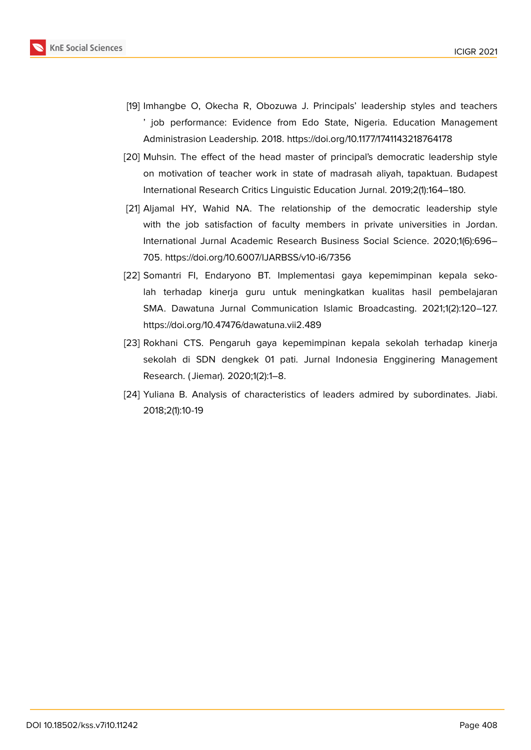[19] Imhangbe O, Okecha R, Obozuwa J. Principals' leadership styles and teachers ' job performance: Evidence from Edo State, Nigeria. Education Management Administrasion Leadership. 2018. https://doi.org/10.1177/1741143218764178

[20] Muhsin. The effect of the head master of principal's democratic leadership style on motivation of teacher work in state of madrasah aliyah, tapaktuan. Budapest International Research Critics Linguistic Education Jurnal. 2019;2(1):164–180.

[21] Aljamal HY, Wahid NA. The relationship of the democratic leadership style with the job satisfaction of faculty members in private universities in Jordan. International Jurnal Academic Research Business Social Science. 2020;1(6):696–705. https://doi.org/10.6007/IJARBSS/v10-i6/7356

[22] Somantri FI, Endaryono BT. Implementasi gaya kepemimpinan kepala sekolah terhadap kinerja guru untuk meningkatkan kualitas hasil pembelajaran SMA. Dawatuna Jurnal Communication Islamic Broadcasting. 2021;1(2):120–127. https://doi.org/10.47476/dawatuna.vii2.489

[23] Rokhani CTS. Pengaruh gaya kepemimpinan kepala sekolah terhadap kinerja sekolah di SDN dengkek 01 pati. Jurnal Indonesia Engginering Management Research. (Jiemar). 2020;1(2):1–8.

[24] Yuliana B. Analysis of characteristics of leaders admired by subordinates. Jiabi. 2018;2(1):10-19